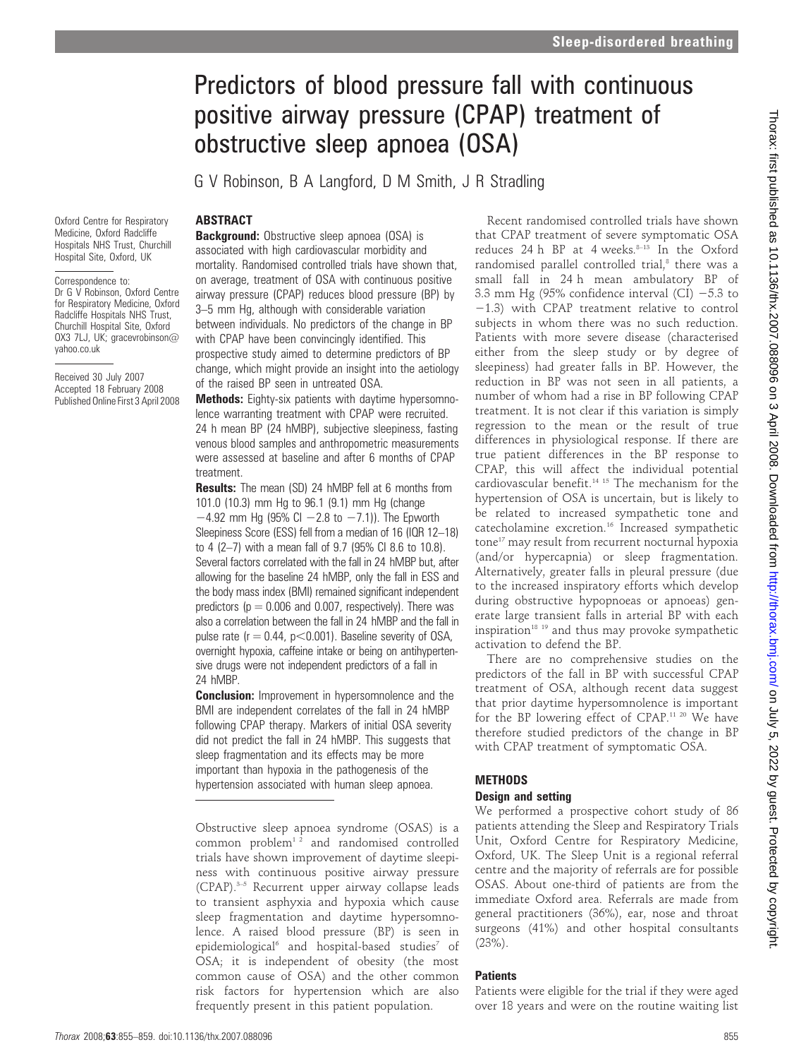# Predictors of blood pressure fall with continuous positive airway pressure (CPAP) treatment of obstructive sleep apnoea (OSA)

G V Robinson, B A Langford, D M Smith, J R Stradling

Oxford Centre for Respiratory Medicine, Oxford Radcliffe Hospitals NHS Trust, Churchill Hospital Site, Oxford, UK

Correspondence to: Dr G V Robinson, Oxford Centre for Respiratory Medicine, Oxford Radcliffe Hospitals NHS Trust, Churchill Hospital Site, Oxford OX3 7LJ, UK; gracevrobinson@yahoo.co.uk

Received 30 July 2007
Accepted 18 February 2008
Published Online First 3 April 2008

## ABSTRACT

**Background:** Obstructive sleep apnoea (OSA) is associated with high cardiovascular morbidity and mortality. Randomised controlled trials have shown that, on average, treatment of OSA with continuous positive airway pressure (CPAP) reduces blood pressure (BP) by 3–5 mm Hg, although with considerable variation between individuals. No predictors of the change in BP with CPAP have been convincingly identified. This prospective study aimed to determine predictors of BP change, which might provide an insight into the aetiology of the raised BP seen in untreated OSA.

**Methods:** Eighty-six patients with daytime hypersomnolence warranting treatment with CPAP were recruited. 24 h mean BP (24 hMBP), subjective sleepiness, fasting venous blood samples and anthropometric measurements were assessed at baseline and after 6 months of CPAP treatment.

**Results:** The mean (SD) 24 hMBP fell at 6 months from 101.0 (10.3) mm Hg to 96.1 (9.1) mm Hg (change −4.92 mm Hg (95% CI −2.8 to −7.1)). The Epworth Sleepiness Score (ESS) fell from a median of 16 (IQR 12–18) to 4 (2–7) with a mean fall of 9.7 (95% CI 8.6 to 10.8). Several factors correlated with the fall in 24 hMBP but, after allowing for the baseline 24 hMBP, only the fall in ESS and the body mass index (BMI) remained significant independent predictors ($p = 0.006$ and 0.007, respectively). There was also a correlation between the fall in 24 hMBP and the fall in pulse rate ($r = 0.44$, $p<0.001$). Baseline severity of OSA, overnight hypoxia, caffeine intake or being on antihypertensive drugs were not independent predictors of a fall in 24 hMBP.

**Conclusion:** Improvement in hypersomnolence and the BMI are independent correlates of the fall in 24 hMBP following CPAP therapy. Markers of initial OSA severity did not predict the fall in 24 hMBP. This suggests that sleep fragmentation and its effects may be more important than hypoxia in the pathogenesis of the hypertension associated with human sleep apnoea.

Obstructive sleep apnoea syndrome (OSAS) is a common problem[1 2] and randomised controlled trials have shown improvement of daytime sleepiness with continuous positive airway pressure (CPAP).[3–5] Recurrent upper airway collapse leads to transient asphyxia and hypoxia which cause sleep fragmentation and daytime hypersomnolence. A raised blood pressure (BP) is seen in epidemiological[6] and hospital-based studies[7] of OSA; it is independent of obesity (the most common cause of OSA) and the other common risk factors for hypertension which are also frequently present in this patient population.

Recent randomised controlled trials have shown that CPAP treatment of severe symptomatic OSA reduces 24 h BP at 4 weeks.[8–13] In the Oxford randomised parallel controlled trial,[8] there was a small fall in 24 h mean ambulatory BP of 3.3 mm Hg (95% confidence interval (CI) −5.3 to −1.3) with CPAP treatment relative to control subjects in whom there was no such reduction. Patients with more severe disease (characterised either from the sleep study or by degree of sleepiness) had greater falls in BP. However, the reduction in BP was not seen in all patients, a number of whom had a rise in BP following CPAP treatment. It is not clear if this variation is simply regression to the mean or the result of true differences in physiological response. If there are true patient differences in the BP response to CPAP, this will affect the individual potential cardiovascular benefit.[14 15] The mechanism for the hypertension of OSA is uncertain, but is likely to be related to increased sympathetic tone and catecholamine excretion.[16] Increased sympathetic tone[17] may result from recurrent nocturnal hypoxia (and/or hypercapnia) or sleep fragmentation. Alternatively, greater falls in pleural pressure (due to the increased inspiratory efforts which develop during obstructive hypopnoeas or apnoeas) generate large transient falls in arterial BP with each inspiration[18 19] and thus may provoke sympathetic activation to defend the BP.

There are no comprehensive studies on the predictors of the fall in BP with successful CPAP treatment of OSA, although recent data suggest that prior daytime hypersomnolence is important for the BP lowering effect of CPAP.[11 20] We have therefore studied predictors of the change in BP with CPAP treatment of symptomatic OSA.

## METHODS

### Design and setting

We performed a prospective cohort study of 86 patients attending the Sleep and Respiratory Trials Unit, Oxford Centre for Respiratory Medicine, Oxford, UK. The Sleep Unit is a regional referral centre and the majority of referrals are for possible OSAS. About one-third of patients are from the immediate Oxford area. Referrals are made from general practitioners (36%), ear, nose and throat surgeons (41%) and other hospital consultants (23%).

### Patients

Patients were eligible for the trial if they were aged over 18 years and were on the routine waiting list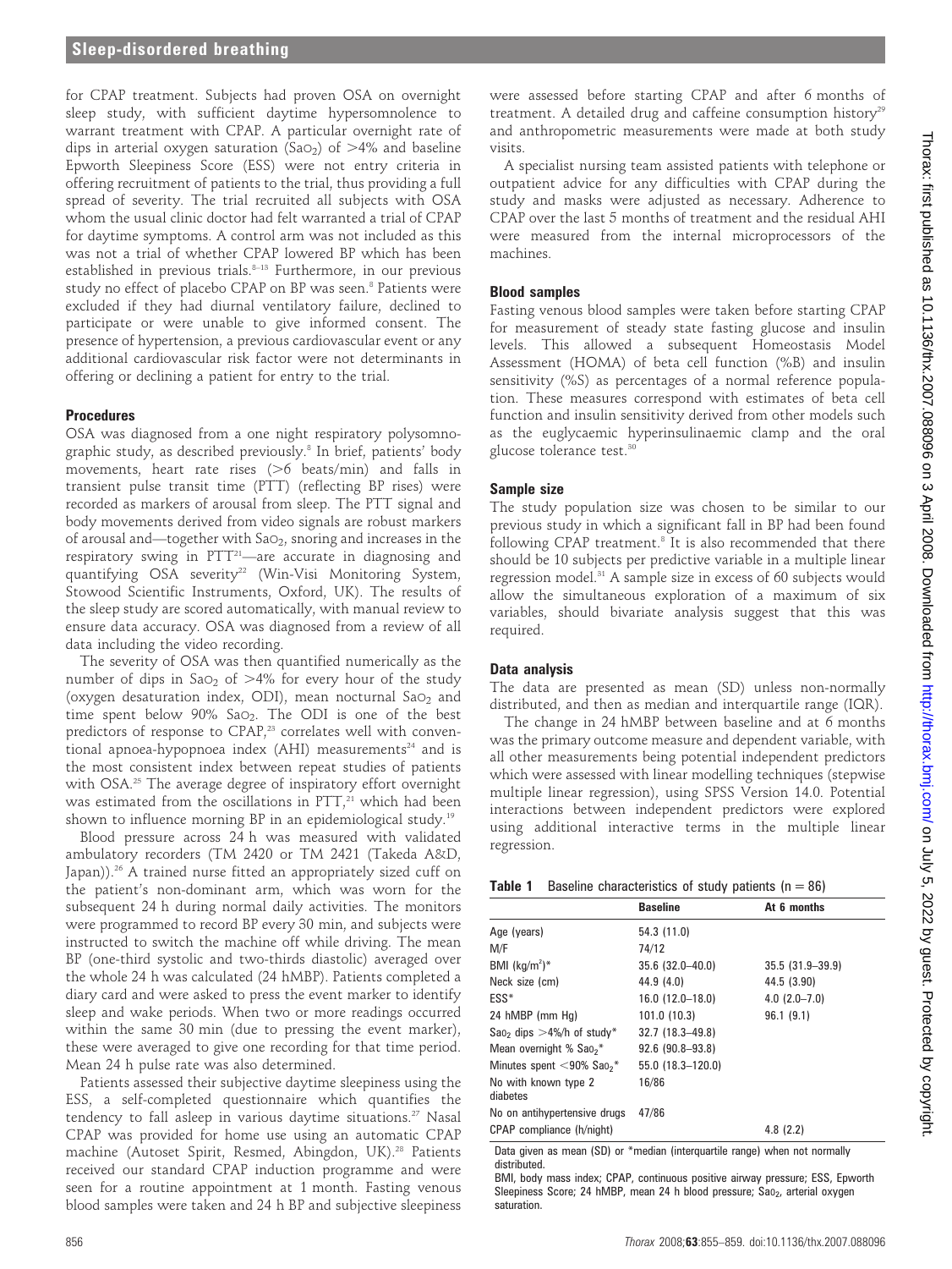for CPAP treatment. Subjects had proven OSA on overnight sleep study, with sufficient daytime hypersomnolence to warrant treatment with CPAP. A particular overnight rate of dips in arterial oxygen saturation ($Sa_{O_2}$) of >4% and baseline Epworth Sleepiness Score (ESS) were not entry criteria in offering recruitment of patients to the trial, thus providing a full spread of severity. The trial recruited all subjects with OSA whom the usual clinic doctor had felt warranted a trial of CPAP for daytime symptoms. A control arm was not included as this was not a trial of whether CPAP lowered BP which has been established in previous trials.[8–13] Furthermore, in our previous study no effect of placebo CPAP on BP was seen.[8] Patients were excluded if they had diurnal ventilatory failure, declined to participate or were unable to give informed consent. The presence of hypertension, a previous cardiovascular event or any additional cardiovascular risk factor were not determinants in offering or declining a patient for entry to the trial.

### Procedures

OSA was diagnosed from a one night respiratory polysomnographic study, as described previously.[8] In brief, patients' body movements, heart rate rises (>6 beats/min) and falls in transient pulse transit time (PTT) (reflecting BP rises) were recorded as markers of arousal from sleep. The PTT signal and body movements derived from video signals are robust markers of arousal and—together with $Sa_{O_2}$, snoring and increases in the respiratory swing in PTT[21]—are accurate in diagnosing and quantifying OSA severity[22] (Win-Visi Monitoring System, Stowood Scientific Instruments, Oxford, UK). The results of the sleep study are scored automatically, with manual review to ensure data accuracy. OSA was diagnosed from a review of all data including the video recording.

The severity of OSA was then quantified numerically as the number of dips in $Sa_{O_2}$ of >4% for every hour of the study (oxygen desaturation index, ODI), mean nocturnal $Sa_{O_2}$ and time spent below 90% $Sa_{O_2}$. The ODI is one of the best predictors of response to CPAP,[23] correlates well with conventional apnoea-hypopnoea index (AHI) measurements[24] and is the most consistent index between repeat studies of patients with OSA.[25] The average degree of inspiratory effort overnight was estimated from the oscillations in PTT,[21] which had been shown to influence morning BP in an epidemiological study.[19]

Blood pressure across 24 h was measured with validated ambulatory recorders (TM 2420 or TM 2421 (Takeda A&D, Japan)).[26] A trained nurse fitted an appropriately sized cuff on the patient's non-dominant arm, which was worn for the subsequent 24 h during normal daily activities. The monitors were programmed to record BP every 30 min, and subjects were instructed to switch the machine off while driving. The mean BP (one-third systolic and two-thirds diastolic) averaged over the whole 24 h was calculated (24 hMBP). Patients completed a diary card and were asked to press the event marker to identify sleep and wake periods. When two or more readings occurred within the same 30 min (due to pressing the event marker), these were averaged to give one recording for that time period. Mean 24 h pulse rate was also determined.

Patients assessed their subjective daytime sleepiness using the ESS, a self-completed questionnaire which quantifies the tendency to fall asleep in various daytime situations.[27] Nasal CPAP was provided for home use using an automatic CPAP machine (Autoset Spirit, Resmed, Abingdon, UK).[28] Patients received our standard CPAP induction programme and were seen for a routine appointment at 1 month. Fasting venous blood samples were taken and 24 h BP and subjective sleepiness were assessed before starting CPAP and after 6 months of treatment. A detailed drug and caffeine consumption history[29] and anthropometric measurements were made at both study visits.

A specialist nursing team assisted patients with telephone or outpatient advice for any difficulties with CPAP during the study and masks were adjusted as necessary. Adherence to CPAP over the last 5 months of treatment and the residual AHI were measured from the internal microprocessors of the machines.

### Blood samples

Fasting venous blood samples were taken before starting CPAP for measurement of steady state fasting glucose and insulin levels. This allowed a subsequent Homeostasis Model Assessment (HOMA) of beta cell function (%B) and insulin sensitivity (%S) as percentages of a normal reference population. These measures correspond with estimates of beta cell function and insulin sensitivity derived from other models such as the euglycaemic hyperinsulinaemic clamp and the oral glucose tolerance test.[30]

### Sample size

The study population size was chosen to be similar to our previous study in which a significant fall in BP had been found following CPAP treatment.[8] It is also recommended that there should be 10 subjects per predictive variable in a multiple linear regression model.[31] A sample size in excess of 60 subjects would allow the simultaneous exploration of a maximum of six variables, should bivariate analysis suggest that this was required.

### Data analysis

The data are presented as mean (SD) unless non-normally distributed, and then as median and interquartile range (IQR).

The change in 24 hMBP between baseline and at 6 months was the primary outcome measure and dependent variable, with all other measurements being potential independent predictors which were assessed with linear modelling techniques (stepwise multiple linear regression), using SPSS Version 14.0. Potential interactions between independent predictors were explored using additional interactive terms in the multiple linear regression.

**Table 1** Baseline characteristics of study patients (n = 86)

| | Baseline | At 6 months |
|---|---|---|
| Age (years) | 54.3 (11.0) | |
| M/F | 74/12 | |
| BMI (kg/m²)* | 35.6 (32.0–40.0) | 35.5 (31.9–39.9) |
| Neck size (cm) | 44.9 (4.0) | 44.5 (3.90) |
| ESS* | 16.0 (12.0–18.0) | 4.0 (2.0–7.0) |
| 24 hMBP (mm Hg) | 101.0 (10.3) | 96.1 (9.1) |
| $Sa_{O_2}$ dips >4%/h of study* | 32.7 (18.3–49.8) | |
| Mean overnight % $Sa_{O_2}$* | 92.6 (90.8–93.8) | |
| Minutes spent <90% $Sa_{O_2}$* | 55.0 (18.3–120.0) | |
| No with known type 2 diabetes | 16/86 | |
| No on antihypertensive drugs | 47/86 | |
| CPAP compliance (h/night) | | 4.8 (2.2) |

Data given as mean (SD) or *median (interquartile range) when not normally distributed.

BMI, body mass index; CPAP, continuous positive airway pressure; ESS, Epworth Sleepiness Score; 24 hMBP, mean 24 h blood pressure; $Sa_{O_2}$, arterial oxygen saturation.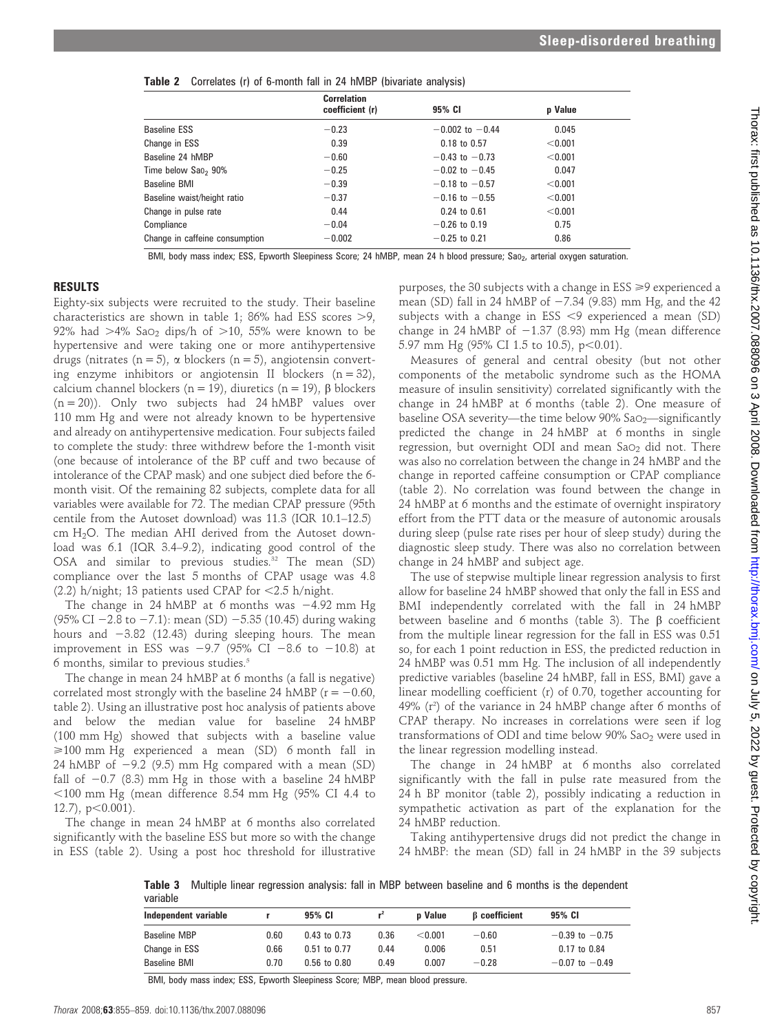**Table 2** Correlates (r) of 6-month fall in 24 hMBP (bivariate analysis)

| | Correlation coefficient (r) | 95% CI | p Value |
|---|---|---|---|
| Baseline ESS | −0.23 | −0.002 to −0.44 | 0.045 |
| Change in ESS | 0.39 | 0.18 to 0.57 | <0.001 |
| Baseline 24 hMBP | −0.60 | −0.43 to −0.73 | <0.001 |
| Time below $Sa_{O_2}$ 90% | −0.25 | −0.02 to −0.45 | 0.047 |
| Baseline BMI | −0.39 | −0.18 to −0.57 | <0.001 |
| Baseline waist/height ratio | −0.37 | −0.16 to −0.55 | <0.001 |
| Change in pulse rate | 0.44 | 0.24 to 0.61 | <0.001 |
| Compliance | −0.04 | −0.26 to 0.19 | 0.75 |
| Change in caffeine consumption | −0.002 | −0.25 to 0.21 | 0.86 |

BMI, body mass index; ESS, Epworth Sleepiness Score; 24 hMBP, mean 24 h blood pressure; $Sa_{O_2}$, arterial oxygen saturation.

## RESULTS

Eighty-six subjects were recruited to the study. Their baseline characteristics are shown in table 1; 86% had ESS scores >9, 92% had >4% $Sa_{O_2}$ dips/h of >10, 55% were known to be hypertensive and were taking one or more antihypertensive drugs (nitrates (n = 5), α blockers (n = 5), angiotensin converting enzyme inhibitors or angiotensin II blockers (n = 32), calcium channel blockers (n = 19), diuretics (n = 19), β blockers (n = 20)). Only two subjects had 24 hMBP values over 110 mm Hg and were not already known to be hypertensive and already on antihypertensive medication. Four subjects failed to complete the study: three withdrew before the 1-month visit (one because of intolerance of the BP cuff and two because of intolerance of the CPAP mask) and one subject died before the 6-month visit. Of the remaining 82 subjects, complete data for all variables were available for 72. The median CPAP pressure (95th centile from the Autoset download) was 11.3 (IQR 10.1–12.5) cm $H_2O$. The median AHI derived from the Autoset download was 6.1 (IQR 3.4–9.2), indicating good control of the OSA and similar to previous studies.[32] The mean (SD) compliance over the last 5 months of CPAP usage was 4.8 (2.2) h/night; 13 patients used CPAP for <2.5 h/night.

The change in 24 hMBP at 6 months was −4.92 mm Hg (95% CI −2.8 to −7.1): mean (SD) −5.35 (10.45) during waking hours and −3.82 (12.43) during sleeping hours. The mean improvement in ESS was −9.7 (95% CI −8.6 to −10.8) at 6 months, similar to previous studies.[5]

The change in mean 24 hMBP at 6 months (a fall is negative) correlated most strongly with the baseline 24 hMBP (r = −0.60, table 2). Using an illustrative post hoc analysis of patients above and below the median value for baseline 24 hMBP (100 mm Hg) showed that subjects with a baseline value ≥100 mm Hg experienced a mean (SD) 6 month fall in 24 hMBP of −9.2 (9.5) mm Hg compared with a mean (SD) fall of −0.7 (8.3) mm Hg in those with a baseline 24 hMBP <100 mm Hg (mean difference 8.54 mm Hg (95% CI 4.4 to 12.7), p<0.001).

The change in mean 24 hMBP at 6 months also correlated significantly with the baseline ESS but more so with the change in ESS (table 2). Using a post hoc threshold for illustrative purposes, the 30 subjects with a change in ESS ≥9 experienced a mean (SD) fall in 24 hMBP of −7.34 (9.83) mm Hg, and the 42 subjects with a change in ESS <9 experienced a mean (SD) change in 24 hMBP of −1.37 (8.93) mm Hg (mean difference 5.97 mm Hg (95% CI 1.5 to 10.5), p<0.01).

Measures of general and central obesity (but not other components of the metabolic syndrome such as the HOMA measure of insulin sensitivity) correlated significantly with the change in 24 hMBP at 6 months (table 2). One measure of baseline OSA severity—the time below 90% $Sa_{O_2}$—significantly predicted the change in 24 hMBP at 6 months in single regression, but overnight ODI and mean $Sa_{O_2}$ did not. There was also no correlation between the change in 24 hMBP and the change in reported caffeine consumption or CPAP compliance (table 2). No correlation was found between the change in 24 hMBP at 6 months and the estimate of overnight inspiratory effort from the PTT data or the measure of autonomic arousals during sleep (pulse rate rises per hour of sleep study) during the diagnostic sleep study. There was also no correlation between change in 24 hMBP and subject age.

The use of stepwise multiple linear regression analysis to first allow for baseline 24 hMBP showed that only the fall in ESS and BMI independently correlated with the fall in 24 hMBP between baseline and 6 months (table 3). The β coefficient from the multiple linear regression for the fall in ESS was 0.51 so, for each 1 point reduction in ESS, the predicted reduction in 24 hMBP was 0.51 mm Hg. The inclusion of all independently predictive variables (baseline 24 hMBP, fall in ESS, BMI) gave a linear modelling coefficient (r) of 0.70, together accounting for 49% ($r^2$) of the variance in 24 hMBP change after 6 months of CPAP therapy. No increases in correlations were seen if log transformations of ODI and time below 90% $Sa_{O_2}$ were used in the linear regression modelling instead.

The change in 24 hMBP at 6 months also correlated significantly with the fall in pulse rate measured from the 24 h BP monitor (table 2), possibly indicating a reduction in sympathetic activation as part of the explanation for the 24 hMBP reduction.

Taking antihypertensive drugs did not predict the change in 24 hMBP: the mean (SD) fall in 24 hMBP in the 39 subjects

**Table 3** Multiple linear regression analysis: fall in MBP between baseline and 6 months is the dependent variable

| Independent variable | r | 95% CI | $r^2$ | p Value | β coefficient | 95% CI |
|---|---|---|---|---|---|---|
| Baseline MBP | 0.60 | 0.43 to 0.73 | 0.36 | <0.001 | −0.60 | −0.39 to −0.75 |
| Change in ESS | 0.66 | 0.51 to 0.77 | 0.44 | 0.006 | 0.51 | 0.17 to 0.84 |
| Baseline BMI | 0.70 | 0.56 to 0.80 | 0.49 | 0.007 | −0.28 | −0.07 to −0.49 |

BMI, body mass index; ESS, Epworth Sleepiness Score; MBP, mean blood pressure.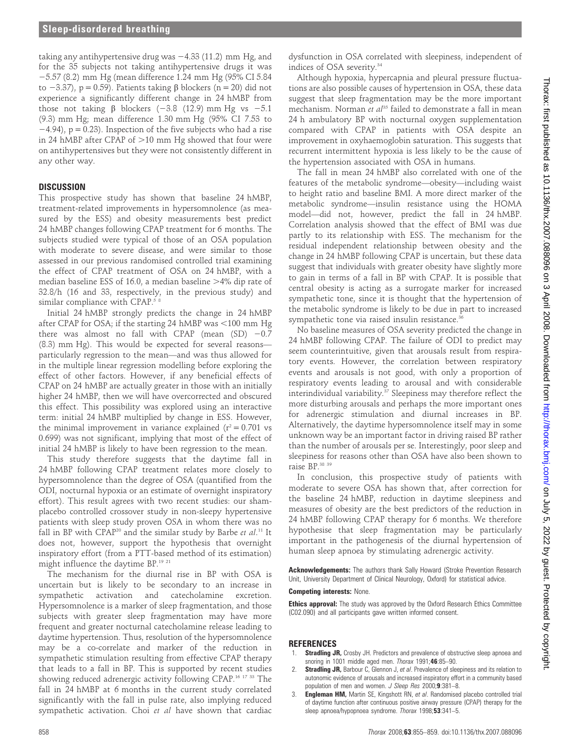taking any antihypertensive drug was −4.33 (11.2) mm Hg, and for the 35 subjects not taking antihypertensive drugs it was −5.57 (8.2) mm Hg (mean difference 1.24 mm Hg (95% CI 5.84 to −3.37), p = 0.59). Patients taking β blockers (n = 20) did not experience a significantly different change in 24 hMBP from those not taking β blockers (−3.8 (12.9) mm Hg vs −5.1 (9.3) mm Hg; mean difference 1.30 mm Hg (95% CI 7.53 to −4.94), p = 0.23). Inspection of the five subjects who had a rise in 24 hMBP after CPAP of >10 mm Hg showed that four were on antihypertensives but they were not consistently different in any other way.

## DISCUSSION

This prospective study has shown that baseline 24 hMBP, treatment-related improvements in hypersomnolence (as measured by the ESS) and obesity measurements best predict 24 hMBP changes following CPAP treatment for 6 months. The subjects studied were typical of those of an OSA population with moderate to severe disease, and were similar to those assessed in our previous randomised controlled trial examining the effect of CPAP treatment of OSA on 24 hMBP, with a median baseline ESS of 16.0, a median baseline >4% dip rate of 32.8/h (16 and 33, respectively, in the previous study) and similar compliance with CPAP.[5 8]

Initial 24 hMBP strongly predicts the change in 24 hMBP after CPAP for OSA; if the starting 24 hMBP was <100 mm Hg there was almost no fall with CPAP (mean (SD) −0.7 (8.3) mm Hg). This would be expected for several reasons—particularly regression to the mean—and was thus allowed for in the multiple linear regression modelling before exploring the effect of other factors. However, if any beneficial effects of CPAP on 24 hMBP are actually greater in those with an initially higher 24 hMBP, then we will have overcorrected and obscured this effect. This possibility was explored using an interactive term: initial 24 hMBP multiplied by change in ESS. However, the minimal improvement in variance explained ($r^2 = 0.701$ vs 0.699) was not significant, implying that most of the effect of initial 24 hMBP is likely to have been regression to the mean.

This study therefore suggests that the daytime fall in 24 hMBP following CPAP treatment relates more closely to hypersomnolence than the degree of OSA (quantified from the ODI, nocturnal hypoxia or an estimate of overnight inspiratory effort). This result agrees with two recent studies: our sham-placebo controlled crossover study in non-sleepy hypertensive patients with sleep study proven OSA in whom there was no fall in BP with CPAP[20] and the similar study by Barbe *et al*.[11] It does not, however, support the hypothesis that overnight inspiratory effort (from a PTT-based method of its estimation) might influence the daytime BP.[19 21]

The mechanism for the diurnal rise in BP with OSA is uncertain but is likely to be secondary to an increase in sympathetic activation and catecholamine excretion. Hypersomnolence is a marker of sleep fragmentation, and those subjects with greater sleep fragmentation may have more frequent and greater nocturnal catecholamine release leading to daytime hypertension. Thus, resolution of the hypersomnolence may be a co-correlate and marker of the reduction in sympathetic stimulation resulting from effective CPAP therapy that leads to a fall in BP. This is supported by recent studies showing reduced adrenergic activity following CPAP.[16 17 33] The fall in 24 hMBP at 6 months in the current study correlated significantly with the fall in pulse rate, also implying reduced sympathetic activation. Choi *et al* have shown that cardiac dysfunction in OSA correlated with sleepiness, independent of indices of OSA severity.[34]

Although hypoxia, hypercapnia and pleural pressure fluctuations are also possible causes of hypertension in OSA, these data suggest that sleep fragmentation may be the more important mechanism. Norman *et al*[35] failed to demonstrate a fall in mean 24 h ambulatory BP with nocturnal oxygen supplementation compared with CPAP in patients with OSA despite an improvement in oxyhaemoglobin saturation. This suggests that recurrent intermittent hypoxia is less likely to be the cause of the hypertension associated with OSA in humans.

The fall in mean 24 hMBP also correlated with one of the features of the metabolic syndrome—obesity—including waist to height ratio and baseline BMI. A more direct marker of the metabolic syndrome—insulin resistance using the HOMA model—did not, however, predict the fall in 24 hMBP. Correlation analysis showed that the effect of BMI was due partly to its relationship with ESS. The mechanism for the residual independent relationship between obesity and the change in 24 hMBP following CPAP is uncertain, but these data suggest that individuals with greater obesity have slightly more to gain in terms of a fall in BP with CPAP. It is possible that central obesity is acting as a surrogate marker for increased sympathetic tone, since it is thought that the hypertension of the metabolic syndrome is likely to be due in part to increased sympathetic tone via raised insulin resistance.[36]

No baseline measures of OSA severity predicted the change in 24 hMBP following CPAP. The failure of ODI to predict may seem counterintuitive, given that arousals result from respiratory events. However, the correlation between respiratory events and arousals is not good, with only a proportion of respiratory events leading to arousal and with considerable interindividual variability.[37] Sleepiness may therefore reflect the more disturbing arousals and perhaps the more important ones for adrenergic stimulation and diurnal increases in BP. Alternatively, the daytime hypersomnolence itself may in some unknown way be an important factor in driving raised BP rather than the number of arousals per se. Interestingly, poor sleep and sleepiness for reasons other than OSA have also been shown to raise BP.[38 39]

In conclusion, this prospective study of patients with moderate to severe OSA has shown that, after correction for the baseline 24 hMBP, reduction in daytime sleepiness and measures of obesity are the best predictors of the reduction in 24 hMBP following CPAP therapy for 6 months. We therefore hypothesise that sleep fragmentation may be particularly important in the pathogenesis of the diurnal hypertension of human sleep apnoea by stimulating adrenergic activity.

**Acknowledgements:** The authors thank Sally Howard (Stroke Prevention Research Unit, University Department of Clinical Neurology, Oxford) for statistical advice.

**Competing interests:** None.

**Ethics approval:** The study was approved by the Oxford Research Ethics Committee (C02.090) and all participants gave written informed consent.

## REFERENCES

1. **Stradling JR,** Crosby JH. Predictors and prevalence of obstructive sleep apnoea and snoring in 1001 middle aged men. *Thorax* 1991;**46**:85–90.
2. **Stradling JR,** Barbour C, Glennon J, *et al*. Prevalence of sleepiness and its relation to autonomic evidence of arousals and increased inspiratory effort in a community based population of men and women. *J Sleep Res* 2000;**9**:381–8.
3. **Engleman HM,** Martin SE, Kingshott RN, *et al*. Randomised placebo controlled trial of daytime function after continuous positive airway pressure (CPAP) therapy for the sleep apnoea/hypopnoea syndrome. *Thorax* 1998;**53**:341–5.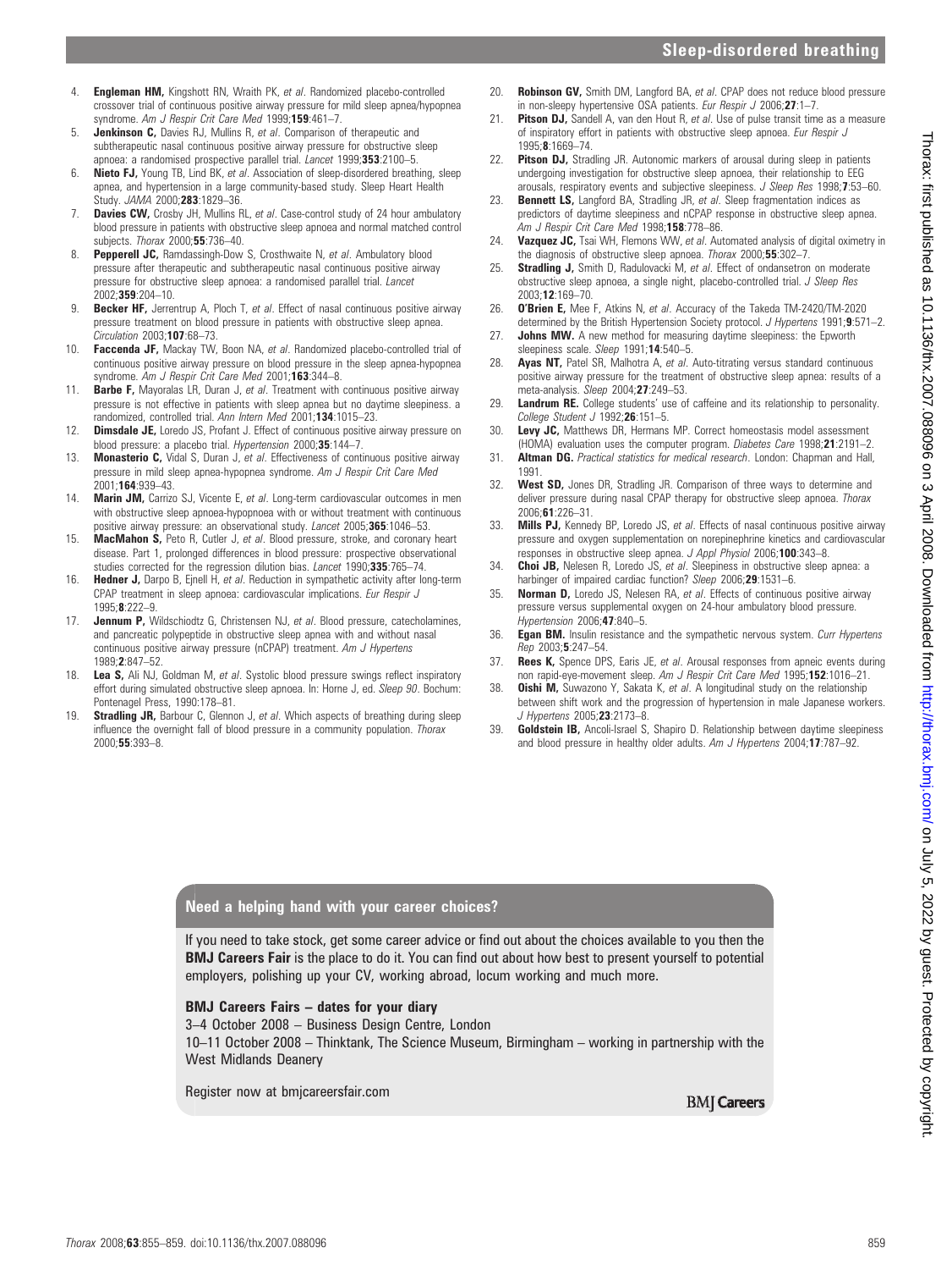4. **Engleman HM,** Kingshott RN, Wraith PK, *et al*. Randomized placebo-controlled crossover trial of continuous positive airway pressure for mild sleep apnea/hypopnea syndrome. *Am J Respir Crit Care Med* 1999;**159**:461–7.
5. **Jenkinson C,** Davies RJ, Mullins R, *et al*. Comparison of therapeutic and subtherapeutic nasal continuous positive airway pressure for obstructive sleep apnoea: a randomised prospective parallel trial. *Lancet* 1999;**353**:2100–5.
6. **Nieto FJ,** Young TB, Lind BK, *et al*. Association of sleep-disordered breathing, sleep apnea, and hypertension in a large community-based study. Sleep Heart Health Study. *JAMA* 2000;**283**:1829–36.
7. **Davies CW,** Crosby JH, Mullins RL, *et al*. Case-control study of 24 hour ambulatory blood pressure in patients with obstructive sleep apnoea and normal matched control subjects. *Thorax* 2000;**55**:736–40.
8. **Pepperell JC,** Ramdassingh-Dow S, Crosthwaite N, *et al*. Ambulatory blood pressure after therapeutic and subtherapeutic nasal continuous positive airway pressure for obstructive sleep apnoea: a randomised parallel trial. *Lancet* 2002;**359**:204–10.
9. **Becker HF,** Jerrentrup A, Ploch T, *et al*. Effect of nasal continuous positive airway pressure treatment on blood pressure in patients with obstructive sleep apnea. *Circulation* 2003;**107**:68–73.
10. **Faccenda JF,** Mackay TW, Boon NA, *et al*. Randomized placebo-controlled trial of continuous positive airway pressure on blood pressure in the sleep apnea-hypopnea syndrome. *Am J Respir Crit Care Med* 2001;**163**:344–8.
11. **Barbe F,** Mayoralas LR, Duran J, *et al*. Treatment with continuous positive airway pressure is not effective in patients with sleep apnea but no daytime sleepiness. a randomized, controlled trial. *Ann Intern Med* 2001;**134**:1015–23.
12. **Dimsdale JE,** Loredo JS, Profant J. Effect of continuous positive airway pressure on blood pressure: a placebo trial. *Hypertension* 2000;**35**:144–7.
13. **Monasterio C,** Vidal S, Duran J, *et al*. Effectiveness of continuous positive airway pressure in mild sleep apnea-hypopnea syndrome. *Am J Respir Crit Care Med* 2001;**164**:939–43.
14. **Marin JM,** Carrizo SJ, Vicente E, *et al*. Long-term cardiovascular outcomes in men with obstructive sleep apnoea-hypopnoea with or without treatment with continuous positive airway pressure: an observational study. *Lancet* 2005;**365**:1046–53.
15. **MacMahon S,** Peto R, Cutler J, *et al*. Blood pressure, stroke, and coronary heart disease. Part 1, prolonged differences in blood pressure: prospective observational studies corrected for the regression dilution bias. *Lancet* 1990;**335**:765–74.
16. **Hedner J,** Darpo B, Ejnell H, *et al*. Reduction in sympathetic activity after long-term CPAP treatment in sleep apnoea: cardiovascular implications. *Eur Respir J* 1995;**8**:222–9.
17. **Jennum P,** Wildschiodtz G, Christensen NJ, *et al*. Blood pressure, catecholamines, and pancreatic polypeptide in obstructive sleep apnea with and without nasal continuous positive airway pressure (nCPAP) treatment. *Am J Hypertens* 1989;**2**:847–52.
18. **Lea S,** Ali NJ, Goldman M, *et al*. Systolic blood pressure swings reflect inspiratory effort during simulated obstructive sleep apnoea. In: Horne J, ed. *Sleep 90*. Bochum: Pontenagel Press, 1990:178–81.
19. **Stradling JR,** Barbour C, Glennon J, *et al*. Which aspects of breathing during sleep influence the overnight fall of blood pressure in a community population. *Thorax* 2000;**55**:393–8.
20. **Robinson GV,** Smith DM, Langford BA, *et al*. CPAP does not reduce blood pressure in non-sleepy hypertensive OSA patients. *Eur Respir J* 2006;**27**:1–7.
21. **Pitson DJ,** Sandell A, van den Hout R, *et al*. Use of pulse transit time as a measure of inspiratory effort in patients with obstructive sleep apnoea. *Eur Respir J* 1995;**8**:1669–74.
22. **Pitson DJ,** Stradling JR. Autonomic markers of arousal during sleep in patients undergoing investigation for obstructive sleep apnoea, their relationship to EEG arousals, respiratory events and subjective sleepiness. *J Sleep Res* 1998;**7**:53–60.
23. **Bennett LS,** Langford BA, Stradling JR, *et al*. Sleep fragmentation indices as predictors of daytime sleepiness and nCPAP response in obstructive sleep apnea. *Am J Respir Crit Care Med* 1998;**158**:778–86.
24. **Vazquez JC,** Tsai WH, Flemons WW, *et al*. Automated analysis of digital oximetry in the diagnosis of obstructive sleep apnoea. *Thorax* 2000;**55**:302–7.
25. **Stradling J,** Smith D, Radulovacki M, *et al*. Effect of ondansetron on moderate obstructive sleep apnoea, a single night, placebo-controlled trial. *J Sleep Res* 2003;**12**:169–70.
26. **O'Brien E,** Mee F, Atkins N, *et al*. Accuracy of the Takeda TM-2420/TM-2020 determined by the British Hypertension Society protocol. *J Hypertens* 1991;**9**:571–2.
27. **Johns MW.** A new method for measuring daytime sleepiness: the Epworth sleepiness scale. *Sleep* 1991;**14**:540–5.
28. **Ayas NT,** Patel SR, Malhotra A, *et al*. Auto-titrating versus standard continuous positive airway pressure for the treatment of obstructive sleep apnea: results of a meta-analysis. *Sleep* 2004;**27**:249–53.
29. **Landrum RE.** College students' use of caffeine and its relationship to personality. *College Student J* 1992;**26**:151–5.
30. **Levy JC,** Matthews DR, Hermans MP. Correct homeostasis model assessment (HOMA) evaluation uses the computer program. *Diabetes Care* 1998;**21**:2191–2.
31. **Altman DG.** *Practical statistics for medical research*. London: Chapman and Hall, 1991.
32. **West SD,** Jones DR, Stradling JR. Comparison of three ways to determine and deliver pressure during nasal CPAP therapy for obstructive sleep apnoea. *Thorax* 2006;**61**:226–31.
33. **Mills PJ,** Kennedy BP, Loredo JS, *et al*. Effects of nasal continuous positive airway pressure and oxygen supplementation on norepinephrine kinetics and cardiovascular responses in obstructive sleep apnea. *J Appl Physiol* 2006;**100**:343–8.
34. **Choi JB,** Nelesen R, Loredo JS, *et al*. Sleepiness in obstructive sleep apnea: a harbinger of impaired cardiac function? *Sleep* 2006;**29**:1531–6.
35. **Norman D,** Loredo JS, Nelesen RA, *et al*. Effects of continuous positive airway pressure versus supplemental oxygen on 24-hour ambulatory blood pressure. *Hypertension* 2006;**47**:840–5.
36. **Egan BM.** Insulin resistance and the sympathetic nervous system. *Curr Hypertens Rep* 2003;**5**:247–54.
37. **Rees K,** Spence DPS, Earis JE, *et al*. Arousal responses from apneic events during non rapid-eye-movement sleep. *Am J Respir Crit Care Med* 1995;**152**:1016–21.
38. **Oishi M,** Suwazono Y, Sakata K, *et al*. A longitudinal study on the relationship between shift work and the progression of hypertension in male Japanese workers. *J Hypertens* 2005;**23**:2173–8.
39. **Goldstein IB,** Ancoli-Israel S, Shapiro D. Relationship between daytime sleepiness and blood pressure in healthy older adults. *Am J Hypertens* 2004;**17**:787–92.

## Need a helping hand with your career choices?

If you need to take stock, get some career advice or find out about the choices available to you then the **BMJ Careers Fair** is the place to do it. You can find out about how best to present yourself to potential employers, polishing up your CV, working abroad, locum working and much more.

**BMJ Careers Fairs – dates for your diary**

3–4 October 2008 – Business Design Centre, London

10–11 October 2008 – Thinktank, The Science Museum, Birmingham – working in partnership with the West Midlands Deanery

Register now at bmjcareersfair.com

BMJ Careers